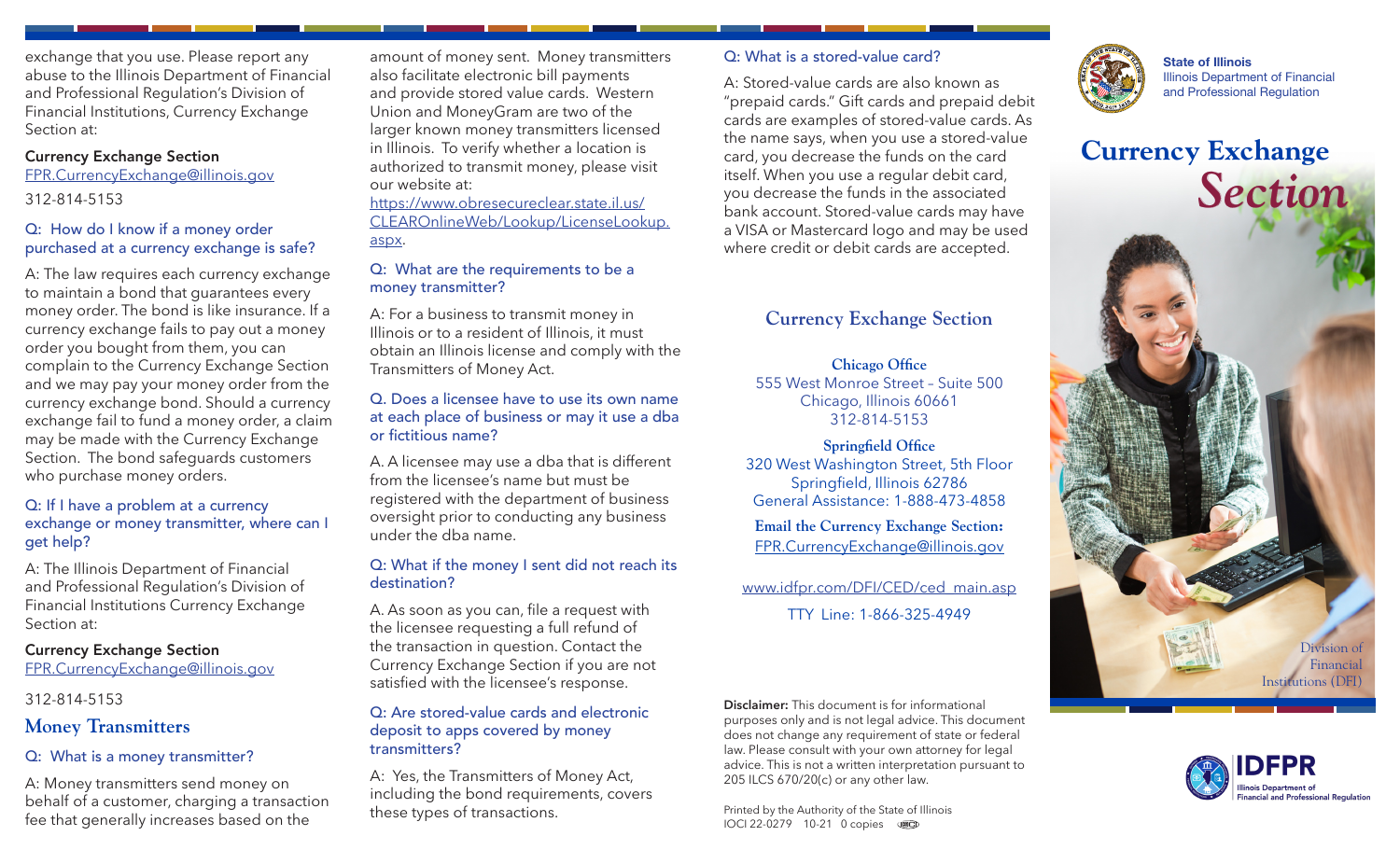exchange that you use. Please report any abuse to the Illinois Department of Financial and Professional Regulation's Division of Financial Institutions, Currency Exchange Section at:

**Currency Exchange Section**
FPR.CurrencyExchange@illinois.gov

312-814-5153

### Q: How do I know if a money order purchased at a currency exchange is safe?

A: The law requires each currency exchange to maintain a bond that guarantees every money order. The bond is like insurance. If a currency exchange fails to pay out a money order you bought from them, you can complain to the Currency Exchange Section and we may pay your money order from the currency exchange bond. Should a currency exchange fail to fund a money order, a claim may be made with the Currency Exchange Section. The bond safeguards customers who purchase money orders.

### Q: If I have a problem at a currency exchange or money transmitter, where can I get help?

A: The Illinois Department of Financial and Professional Regulation's Division of Financial Institutions Currency Exchange Section at:

**Currency Exchange Section**
FPR.CurrencyExchange@illinois.gov

312-814-5153

## Money Transmitters

### Q: What is a money transmitter?

A: Money transmitters send money on behalf of a customer, charging a transaction fee that generally increases based on the amount of money sent. Money transmitters also facilitate electronic bill payments and provide stored value cards. Western Union and MoneyGram are two of the larger known money transmitters licensed in Illinois. To verify whether a location is authorized to transmit money, please visit our website at:
https://www.obresecureclear.state.il.us/CLEAROnlineWeb/Lookup/LicenseLookup.aspx.

### Q: What are the requirements to be a money transmitter?

A: For a business to transmit money in Illinois or to a resident of Illinois, it must obtain an Illinois license and comply with the Transmitters of Money Act.

### Q. Does a licensee have to use its own name at each place of business or may it use a dba or fictitious name?

A. A licensee may use a dba that is different from the licensee's name but must be registered with the department of business oversight prior to conducting any business under the dba name.

### Q: What if the money I sent did not reach its destination?

A. As soon as you can, file a request with the licensee requesting a full refund of the transaction in question. Contact the Currency Exchange Section if you are not satisfied with the licensee's response.

### Q: Are stored-value cards and electronic deposit to apps covered by money transmitters?

A: Yes, the Transmitters of Money Act, including the bond requirements, covers these types of transactions.

### Q: What is a stored-value card?

A: Stored-value cards are also known as "prepaid cards." Gift cards and prepaid debit cards are examples of stored-value cards. As the name says, when you use a stored-value card, you decrease the funds on the card itself. When you use a regular debit card, you decrease the funds in the associated bank account. Stored-value cards may have a VISA or Mastercard logo and may be used where credit or debit cards are accepted.

## Currency Exchange Section

**Chicago Office**
555 West Monroe Street – Suite 500
Chicago, Illinois 60661
312-814-5153

**Springfield Office**
320 West Washington Street, 5th Floor
Springfield, Illinois 62786
General Assistance: 1-888-473-4858

**Email the Currency Exchange Section:**
FPR.CurrencyExchange@illinois.gov

www.idfpr.com/DFI/CED/ced_main.asp

TTY Line: 1-866-325-4949

**Disclaimer:** This document is for informational purposes only and is not legal advice. This document does not change any requirement of state or federal law. Please consult with your own attorney for legal advice. This is not a written interpretation pursuant to 205 ILCS 670/20(c) or any other law.

Printed by the Authority of the State of Illinois
IOCI 22-0279 10-21 0 copies

**State of Illinois**
Illinois Department of Financial and Professional Regulation

# Currency Exchange *Section*

Division of Financial Institutions (DFI)

IDFPR
Illinois Department of Financial and Professional Regulation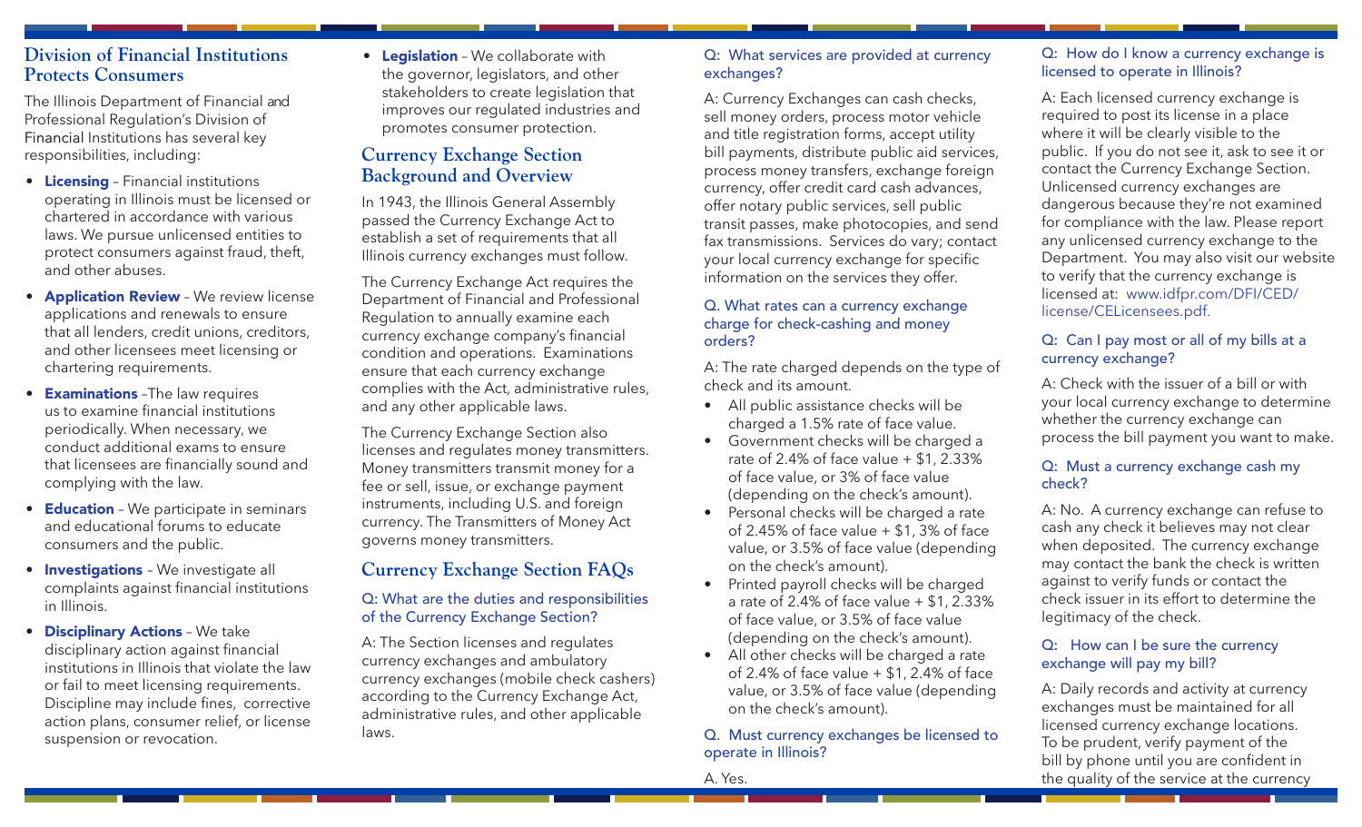## Division of Financial Institutions Protects Consumers

The Illinois Department of Financial and Professional Regulation's Division of Financial Institutions has several key responsibilities, including:

- **Licensing** – Financial institutions operating in Illinois must be licensed or chartered in accordance with various laws. We pursue unlicensed entities to protect consumers against fraud, theft, and other abuses.
- **Application Review** – We review license applications and renewals to ensure that all lenders, credit unions, creditors, and other licensees meet licensing or chartering requirements.
- **Examinations** –The law requires us to examine financial institutions periodically. When necessary, we conduct additional exams to ensure that licensees are financially sound and complying with the law.
- **Education** – We participate in seminars and educational forums to educate consumers and the public.
- **Investigations** – We investigate all complaints against financial institutions in Illinois.
- **Disciplinary Actions** – We take disciplinary action against financial institutions in Illinois that violate the law or fail to meet licensing requirements. Discipline may include fines, corrective action plans, consumer relief, or license suspension or revocation.
- **Legislation** – We collaborate with the governor, legislators, and other stakeholders to create legislation that improves our regulated industries and promotes consumer protection.

## Currency Exchange Section Background and Overview

In 1943, the Illinois General Assembly passed the Currency Exchange Act to establish a set of requirements that all Illinois currency exchanges must follow.

The Currency Exchange Act requires the Department of Financial and Professional Regulation to annually examine each currency exchange company's financial condition and operations. Examinations ensure that each currency exchange complies with the Act, administrative rules, and any other applicable laws.

The Currency Exchange Section also licenses and regulates money transmitters. Money transmitters transmit money for a fee or sell, issue, or exchange payment instruments, including U.S. and foreign currency. The Transmitters of Money Act governs money transmitters.

## Currency Exchange Section FAQs

### Q: What are the duties and responsibilities of the Currency Exchange Section?

A: The Section licenses and regulates currency exchanges and ambulatory currency exchanges (mobile check cashers) according to the Currency Exchange Act, administrative rules, and other applicable laws.

### Q: What services are provided at currency exchanges?

A: Currency Exchanges can cash checks, sell money orders, process motor vehicle and title registration forms, accept utility bill payments, distribute public aid services, process money transfers, exchange foreign currency, offer credit card cash advances, offer notary public services, sell public transit passes, make photocopies, and send fax transmissions. Services do vary; contact your local currency exchange for specific information on the services they offer.

### Q. What rates can a currency exchange charge for check-cashing and money orders?

A: The rate charged depends on the type of check and its amount.

- All public assistance checks will be charged a 1.5% rate of face value.
- Government checks will be charged a rate of 2.4% of face value + $1, 2.33% of face value, or 3% of face value (depending on the check's amount).
- Personal checks will be charged a rate of 2.45% of face value + $1, 3% of face value, or 3.5% of face value (depending on the check's amount).
- Printed payroll checks will be charged a rate of 2.4% of face value + $1, 2.33% of face value, or 3.5% of face value (depending on the check's amount).
- All other checks will be charged a rate of 2.4% of face value + $1, 2.4% of face value, or 3.5% of face value (depending on the check's amount).

### Q. Must currency exchanges be licensed to operate in Illinois?

A. Yes.

### Q: How do I know a currency exchange is licensed to operate in Illinois?

A: Each licensed currency exchange is required to post its license in a place where it will be clearly visible to the public. If you do not see it, ask to see it or contact the Currency Exchange Section. Unlicensed currency exchanges are dangerous because they're not examined for compliance with the law. Please report any unlicensed currency exchange to the Department. You may also visit our website to verify that the currency exchange is licensed at: www.idfpr.com/DFI/CED/license/CELicensees.pdf.

### Q: Can I pay most or all of my bills at a currency exchange?

A: Check with the issuer of a bill or with your local currency exchange to determine whether the currency exchange can process the bill payment you want to make.

### Q: Must a currency exchange cash my check?

A: No. A currency exchange can refuse to cash any check it believes may not clear when deposited. The currency exchange may contact the bank the check is written against to verify funds or contact the check issuer in its effort to determine the legitimacy of the check.

### Q: How can I be sure the currency exchange will pay my bill?

A: Daily records and activity at currency exchanges must be maintained for all licensed currency exchange locations. To be prudent, verify payment of the bill by phone until you are confident in the quality of the service at the currency